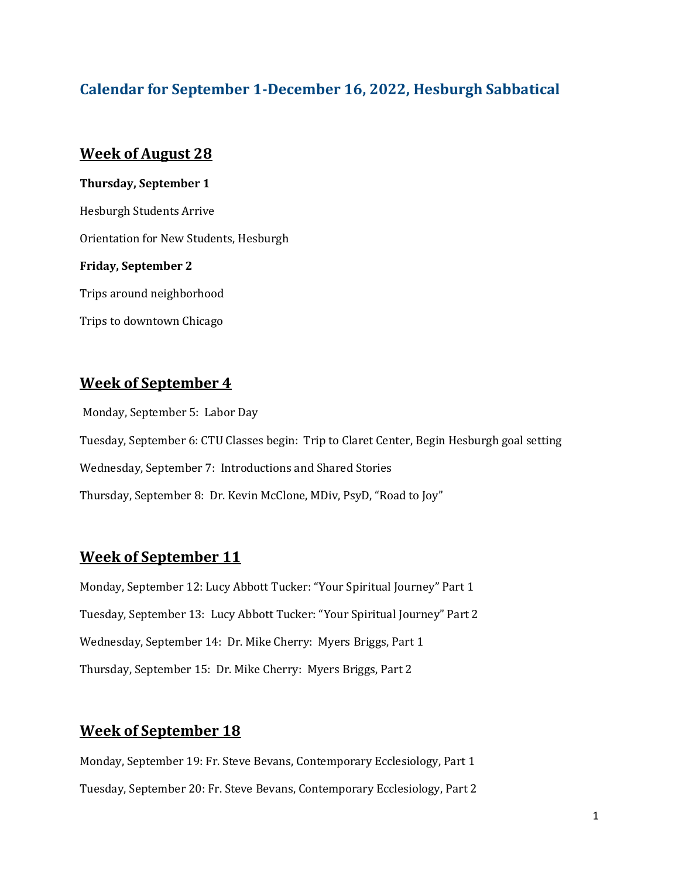# Calendar for September 1-December 16, 2022, Hesburgh Sabbatical

## Week of August 28

**Thursday, September 1**

Hesburgh Students Arrive

Orientation for New Students, Hesburgh

**Friday, September 2**

Trips around neighborhood

Trips to downtown Chicago

## Week of September 4

Monday, September 5: Labor Day

Tuesday, September 6: CTU Classes begin: Trip to Claret Center, Begin Hesburgh goal setting

Wednesday, September 7: Introductions and Shared Stories

Thursday, September 8: Dr. Kevin McClone, MDiv, PsyD, "Road to Joy"

## Week of September 11

Monday, September 12: Lucy Abbott Tucker: "Your Spiritual Journey" Part 1

Tuesday, September 13: Lucy Abbott Tucker: "Your Spiritual Journey" Part 2

Wednesday, September 14: Dr. Mike Cherry: Myers Briggs, Part 1

Thursday, September 15: Dr. Mike Cherry: Myers Briggs, Part 2

## Week of September 18

Monday, September 19: Fr. Steve Bevans, Contemporary Ecclesiology, Part 1

Tuesday, September 20: Fr. Steve Bevans, Contemporary Ecclesiology, Part 2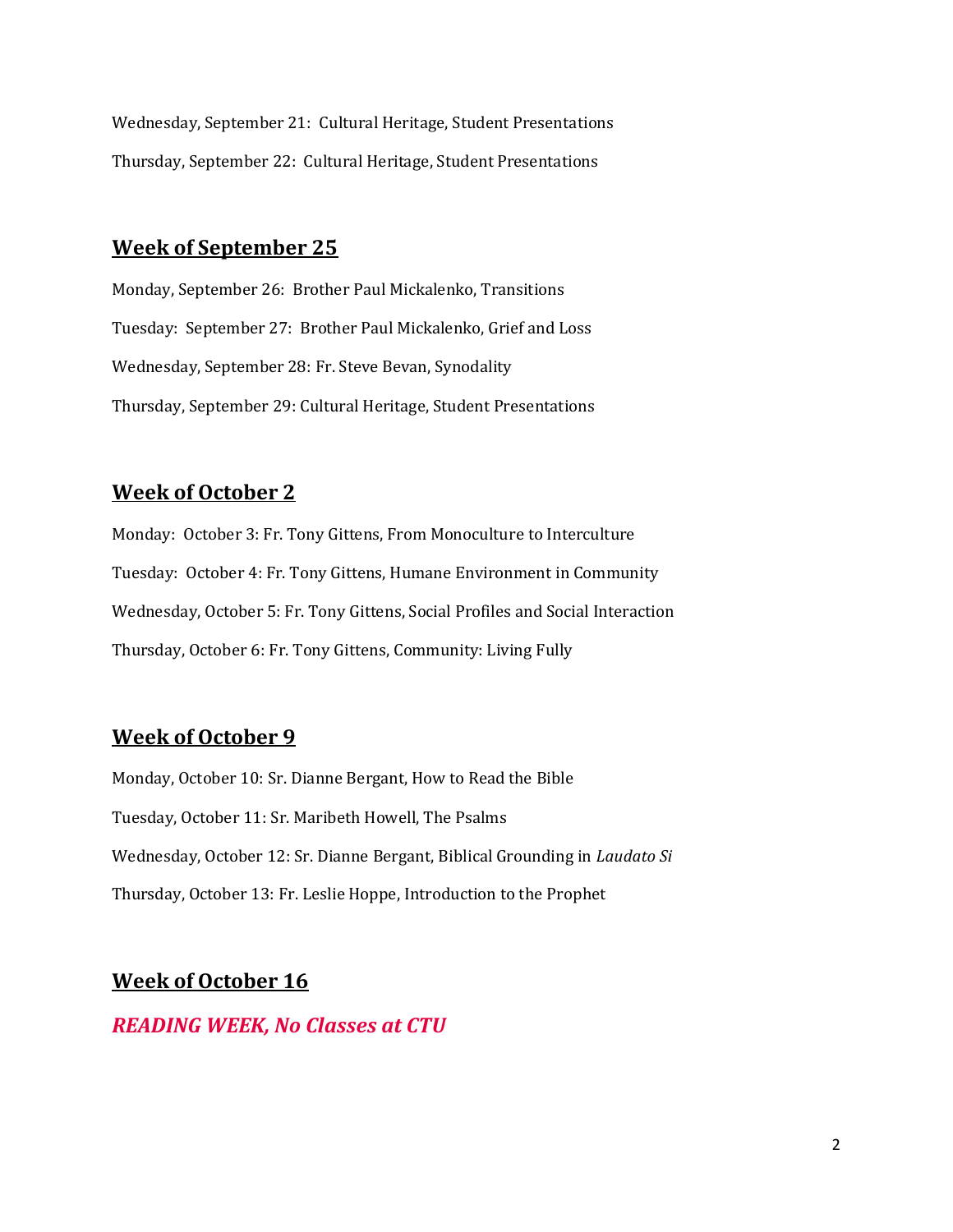Wednesday, September 21: Cultural Heritage, Student Presentations

Thursday, September 22: Cultural Heritage, Student Presentations

## Week of September 25

Monday, September 26: Brother Paul Mickalenko, Transitions

Tuesday: September 27: Brother Paul Mickalenko, Grief and Loss

Wednesday, September 28: Fr. Steve Bevan, Synodality

Thursday, September 29: Cultural Heritage, Student Presentations

## Week of October 2

Monday: October 3: Fr. Tony Gittens, From Monoculture to Interculture

Tuesday: October 4: Fr. Tony Gittens, Humane Environment in Community

Wednesday, October 5: Fr. Tony Gittens, Social Profiles and Social Interaction

Thursday, October 6: Fr. Tony Gittens, Community: Living Fully

## Week of October 9

Monday, October 10: Sr. Dianne Bergant, How to Read the Bible

Tuesday, October 11: Sr. Maribeth Howell, The Psalms

Wednesday, October 12: Sr. Dianne Bergant, Biblical Grounding in *Laudato Si*

Thursday, October 13: Fr. Leslie Hoppe, Introduction to the Prophet

## Week of October 16

***READING WEEK, No Classes at CTU***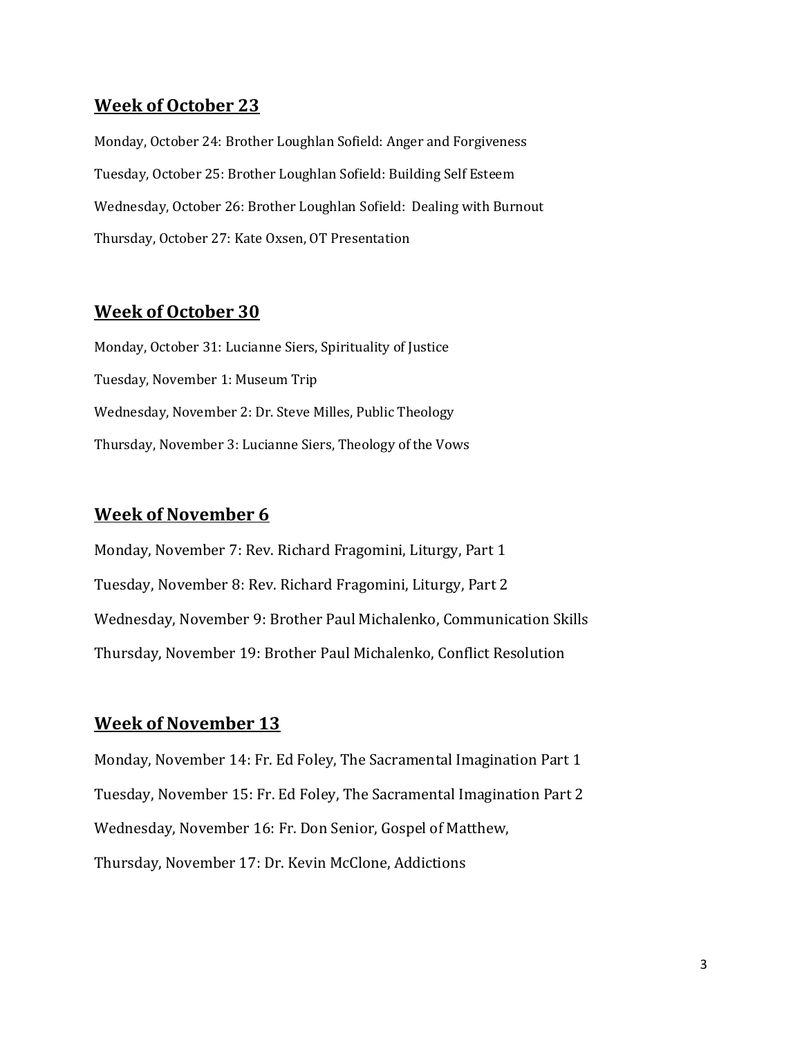## Week of October 23

Monday, October 24: Brother Loughlan Sofield: Anger and Forgiveness

Tuesday, October 25: Brother Loughlan Sofield: Building Self Esteem

Wednesday, October 26: Brother Loughlan Sofield: Dealing with Burnout

Thursday, October 27: Kate Oxsen, OT Presentation

## Week of October 30

Monday, October 31: Lucianne Siers, Spirituality of Justice

Tuesday, November 1: Museum Trip

Wednesday, November 2: Dr. Steve Milles, Public Theology

Thursday, November 3: Lucianne Siers, Theology of the Vows

## Week of November 6

Monday, November 7: Rev. Richard Fragomini, Liturgy, Part 1

Tuesday, November 8: Rev. Richard Fragomini, Liturgy, Part 2

Wednesday, November 9: Brother Paul Michalenko, Communication Skills

Thursday, November 19: Brother Paul Michalenko, Conflict Resolution

## Week of November 13

Monday, November 14: Fr. Ed Foley, The Sacramental Imagination Part 1

Tuesday, November 15: Fr. Ed Foley, The Sacramental Imagination Part 2

Wednesday, November 16: Fr. Don Senior, Gospel of Matthew,

Thursday, November 17: Dr. Kevin McClone, Addictions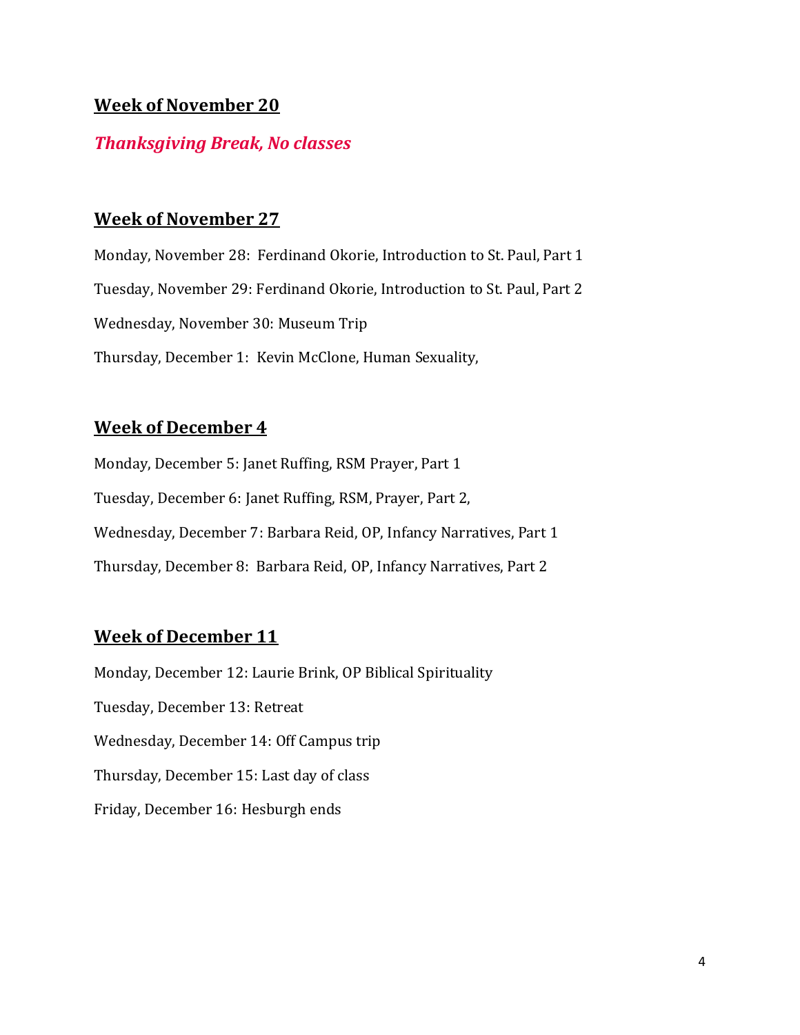## Week of November 20

***Thanksgiving Break, No classes***

## Week of November 27

Monday, November 28: Ferdinand Okorie, Introduction to St. Paul, Part 1

Tuesday, November 29: Ferdinand Okorie, Introduction to St. Paul, Part 2

Wednesday, November 30: Museum Trip

Thursday, December 1: Kevin McClone, Human Sexuality,

## Week of December 4

Monday, December 5: Janet Ruffing, RSM Prayer, Part 1

Tuesday, December 6: Janet Ruffing, RSM, Prayer, Part 2,

Wednesday, December 7: Barbara Reid, OP, Infancy Narratives, Part 1

Thursday, December 8: Barbara Reid, OP, Infancy Narratives, Part 2

## Week of December 11

Monday, December 12: Laurie Brink, OP Biblical Spirituality

Tuesday, December 13: Retreat

Wednesday, December 14: Off Campus trip

Thursday, December 15: Last day of class

Friday, December 16: Hesburgh ends